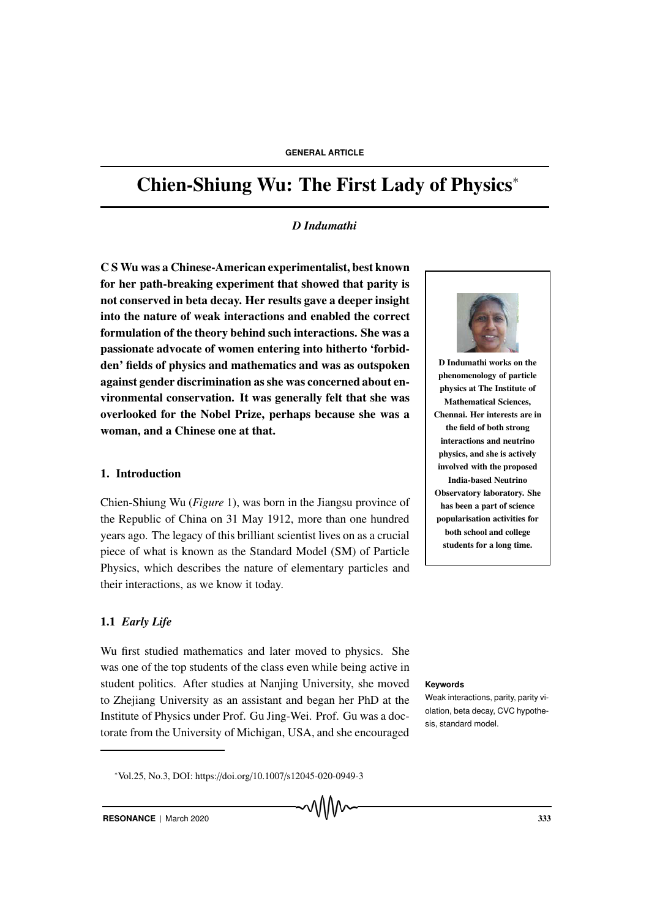# Chien-Shiung Wu: The First Lady of Physics*

*D Indumathi*

**C S Wu was a Chinese-American experimentalist, best known for her path-breaking experiment that showed that parity is not conserved in beta decay. Her results gave a deeper insight into the nature of weak interactions and enabled the correct formulation of the theory behind such interactions. She was a passionate advocate of women entering into hitherto 'forbidden' fields of physics and mathematics and was as outspoken against gender discrimination as she was concerned about environmental conservation. It was generally felt that she was overlooked for the Nobel Prize, perhaps because she was a woman, and a Chinese one at that.**

**D Indumathi works on the phenomenology of particle physics at The Institute of Mathematical Sciences, Chennai. Her interests are in the field of both strong interactions and neutrino physics, and she is actively involved with the proposed India-based Neutrino Observatory laboratory. She has been a part of science popularisation activities for both school and college students for a long time.**

## 1. Introduction

Chien-Shiung Wu (*Figure* 1), was born in the Jiangsu province of the Republic of China on 31 May 1912, more than one hundred years ago. The legacy of this brilliant scientist lives on as a crucial piece of what is known as the Standard Model (SM) of Particle Physics, which describes the nature of elementary particles and their interactions, as we know it today.

### 1.1 *Early Life*

Wu first studied mathematics and later moved to physics. She was one of the top students of the class even while being active in student politics. After studies at Nanjing University, she moved to Zhejiang University as an assistant and began her PhD at the Institute of Physics under Prof. Gu Jing-Wei. Prof. Gu was a doctorate from the University of Michigan, USA, and she encouraged

**Keywords**

Weak interactions, parity, parity violation, beta decay, CVC hypothesis, standard model.

*Vol.25, No.3, DOI: https://doi.org/10.1007/s12045-020-0949-3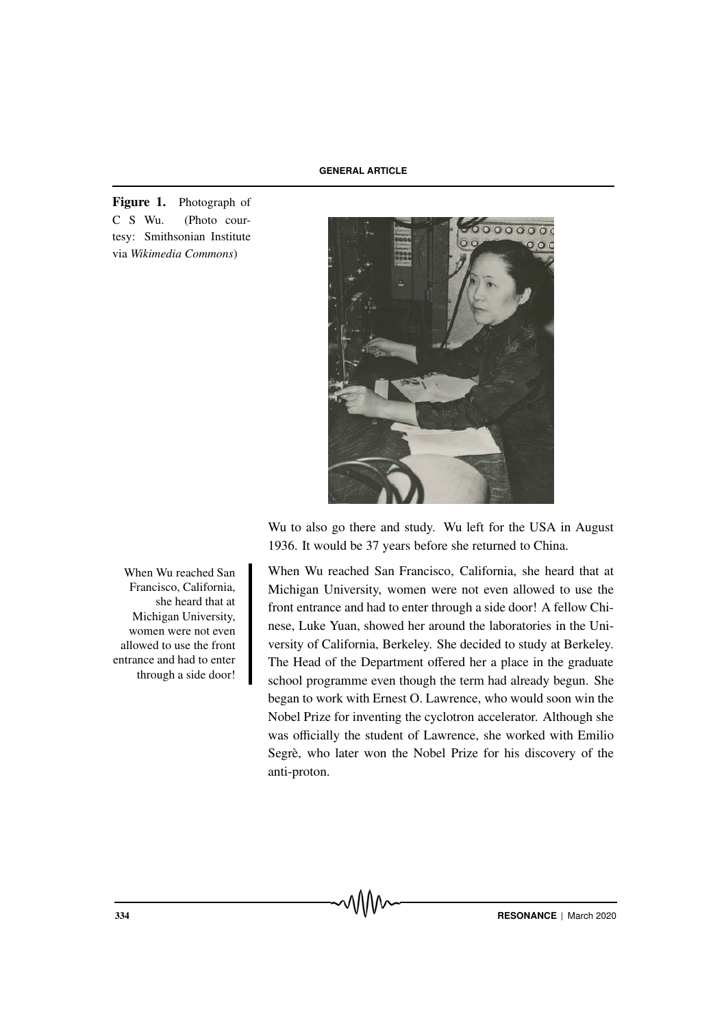Figure 1. Photograph of C S Wu. (Photo courtesy: Smithsonian Institute via *Wikimedia Commons*)

Wu to also go there and study. Wu left for the USA in August 1936. It would be 37 years before she returned to China.

When Wu reached San Francisco, California, she heard that at Michigan University, women were not even allowed to use the front entrance and had to enter through a side door!

When Wu reached San Francisco, California, she heard that at Michigan University, women were not even allowed to use the front entrance and had to enter through a side door! A fellow Chinese, Luke Yuan, showed her around the laboratories in the University of California, Berkeley. She decided to study at Berkeley. The Head of the Department offered her a place in the graduate school programme even though the term had already begun. She began to work with Ernest O. Lawrence, who would soon win the Nobel Prize for inventing the cyclotron accelerator. Although she was officially the student of Lawrence, she worked with Emilio Segrè, who later won the Nobel Prize for his discovery of the anti-proton.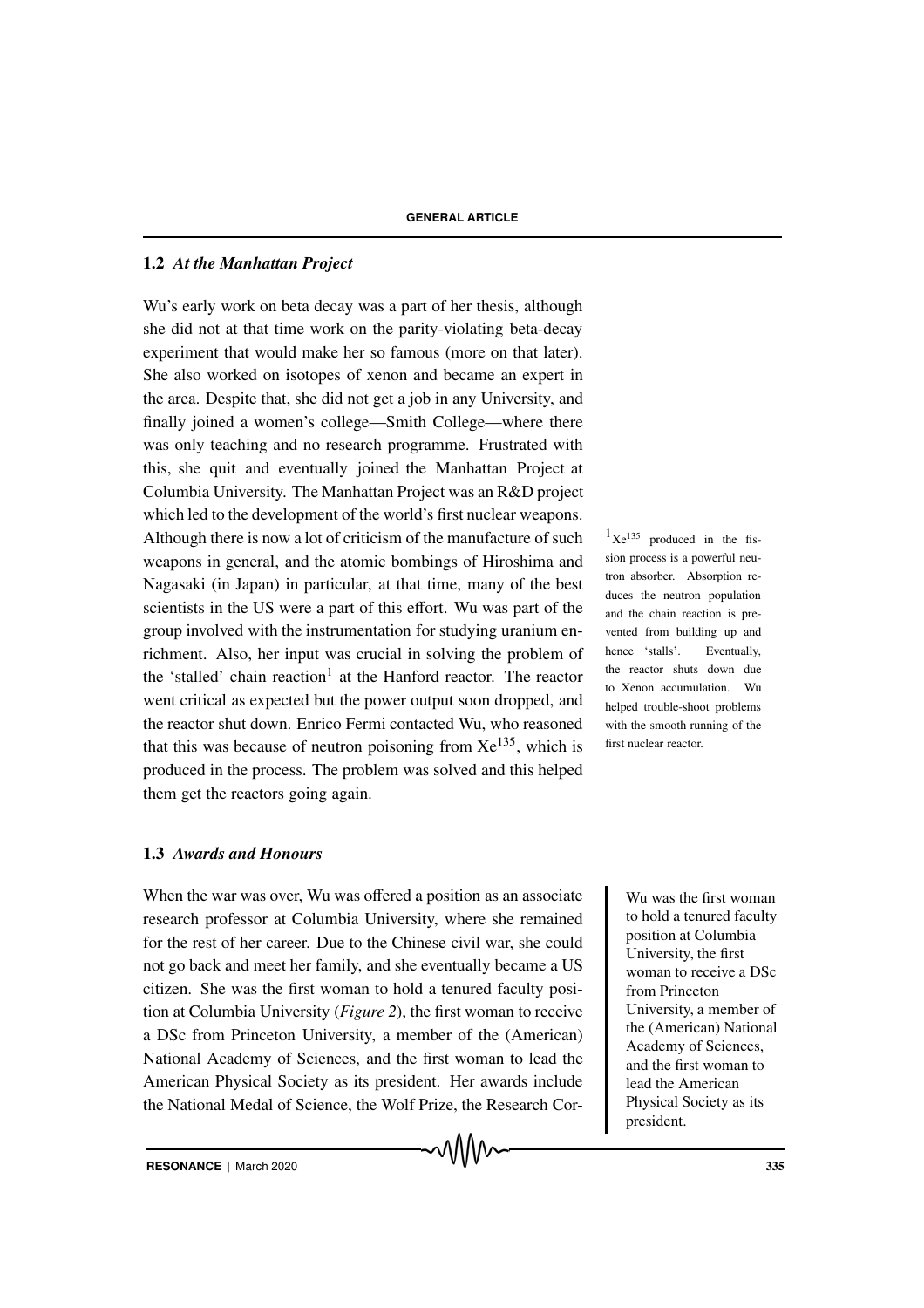## 1.2 *At the Manhattan Project*

Wu's early work on beta decay was a part of her thesis, although she did not at that time work on the parity-violating beta-decay experiment that would make her so famous (more on that later). She also worked on isotopes of xenon and became an expert in the area. Despite that, she did not get a job in any University, and finally joined a women's college—Smith College—where there was only teaching and no research programme. Frustrated with this, she quit and eventually joined the Manhattan Project at Columbia University. The Manhattan Project was an R&D project which led to the development of the world's first nuclear weapons. Although there is now a lot of criticism of the manufacture of such weapons in general, and the atomic bombings of Hiroshima and Nagasaki (in Japan) in particular, at that time, many of the best scientists in the US were a part of this effort. Wu was part of the group involved with the instrumentation for studying uranium enrichment. Also, her input was crucial in solving the problem of the 'stalled' chain reaction[1] at the Hanford reactor. The reactor went critical as expected but the power output soon dropped, and the reactor shut down. Enrico Fermi contacted Wu, who reasoned that this was because of neutron poisoning from $Xe^{135}$, which is produced in the process. The problem was solved and this helped them get the reactors going again.

[1] $Xe^{135}$ produced in the fission process is a powerful neutron absorber. Absorption reduces the neutron population and the chain reaction is prevented from building up and hence 'stalls'. Eventually, the reactor shuts down due to Xenon accumulation. Wu helped trouble-shoot problems with the smooth running of the first nuclear reactor.

## 1.3 *Awards and Honours*

When the war was over, Wu was offered a position as an associate research professor at Columbia University, where she remained for the rest of her career. Due to the Chinese civil war, she could not go back and meet her family, and she eventually became a US citizen. She was the first woman to hold a tenured faculty position at Columbia University (*Figure 2*), the first woman to receive a DSc from Princeton University, a member of the (American) National Academy of Sciences, and the first woman to lead the American Physical Society as its president. Her awards include the National Medal of Science, the Wolf Prize, the Research Cor-

> Wu was the first woman to hold a tenured faculty position at Columbia University, the first woman to receive a DSc from Princeton University, a member of the (American) National Academy of Sciences, and the first woman to lead the American Physical Society as its president.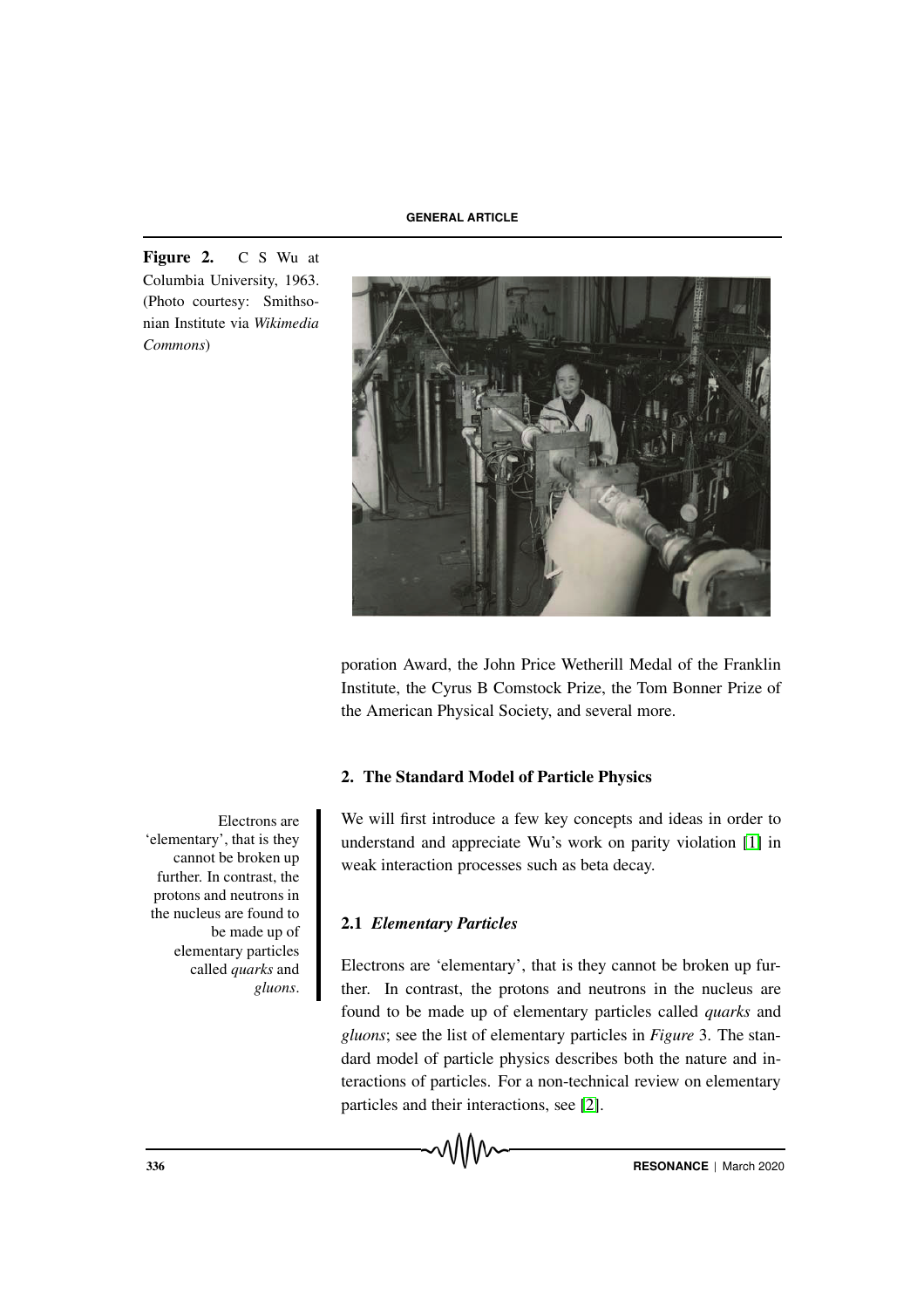Figure 2. C S Wu at Columbia University, 1963. (Photo courtesy: Smithsonian Institute via *Wikimedia Commons*)

poration Award, the John Price Wetherill Medal of the Franklin Institute, the Cyrus B Comstock Prize, the Tom Bonner Prize of the American Physical Society, and several more.

## 2. The Standard Model of Particle Physics

Electrons are 'elementary', that is they cannot be broken up further. In contrast, the protons and neutrons in the nucleus are found to be made up of elementary particles called *quarks* and *gluons*.

We will first introduce a few key concepts and ideas in order to understand and appreciate Wu's work on parity violation [1] in weak interaction processes such as beta decay.

### 2.1 *Elementary Particles*

Electrons are 'elementary', that is they cannot be broken up further. In contrast, the protons and neutrons in the nucleus are found to be made up of elementary particles called *quarks* and *gluons*; see the list of elementary particles in *Figure* 3. The standard model of particle physics describes both the nature and interactions of particles. For a non-technical review on elementary particles and their interactions, see [2].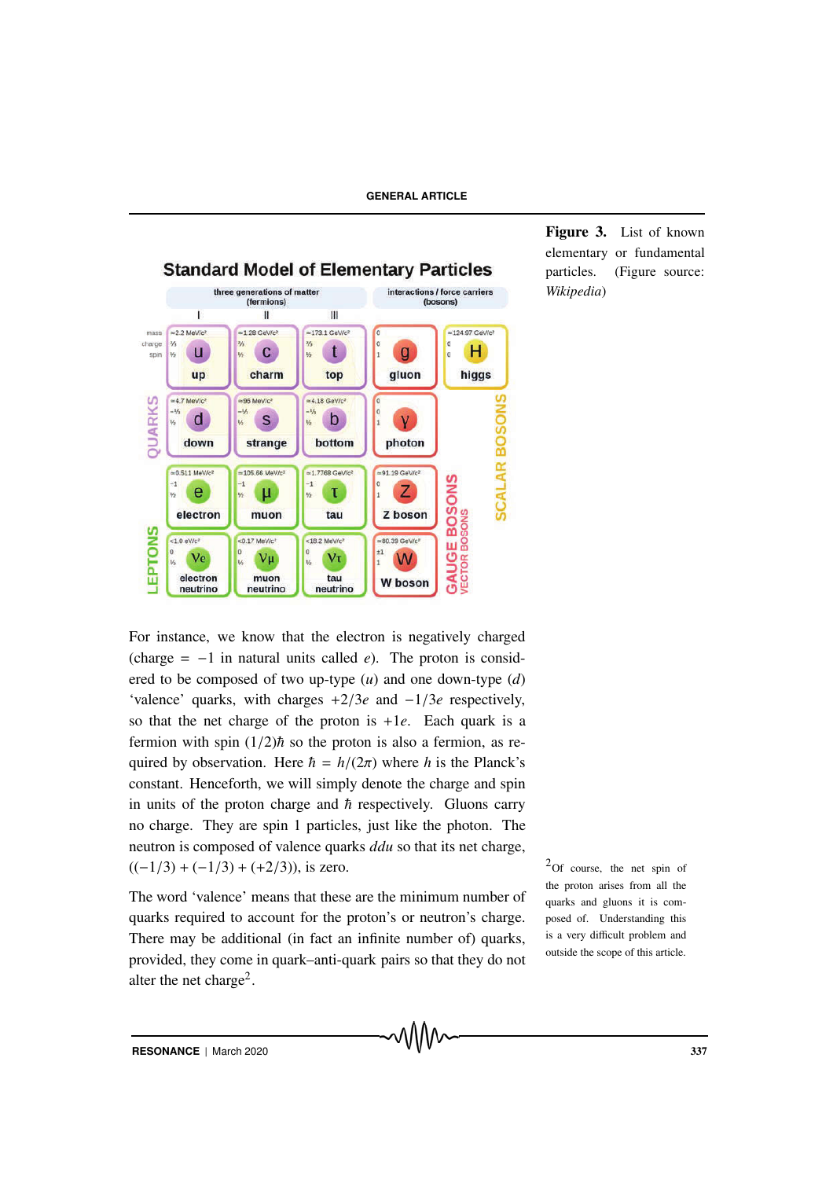Standard Model of Elementary Particles

three generations of matter (fermions)

interactions / force carriers (bosons)

I II III

mass
charge
spin

≈2.2 MeV/c²
⅔
½
u
up

≈1.28 GeV/c²
⅔
½
c
charm

≈173.1 GeV/c²
⅔
½
t
top

0
0
1
g
gluon

≈124.97 GeV/c²
0
0
H
higgs

QUARKS

≈4.7 MeV/c²
−⅓
½
d
down

≈96 MeV/c²
−⅓
½
s
strange

≈4.18 GeV/c²
−⅓
½
b
bottom

0
0
1
γ
photon

SCALAR BOSONS

≈0.511 MeV/c²
−1
½
e
electron

≈105.66 MeV/c²
−1
½
μ
muon

≈1.7768 GeV/c²
−1
½
τ
tau

≈91.19 GeV/c²
0
1
Z
Z boson

GAUGE BOSONS
VECTOR BOSONS

LEPTONS

<1.0 eV/c²
0
½
νe
electron neutrino

<0.17 MeV/c²
0
½
νμ
muon neutrino

<18.2 MeV/c²
0
½
ντ
tau neutrino

≈80.39 GeV/c²
±1
1
W
W boson

**Figure 3.** List of known elementary or fundamental particles. (Figure source: *Wikipedia*)

For instance, we know that the electron is negatively charged (charge $= -1$ in natural units called $e$). The proton is considered to be composed of two up-type ($u$) and one down-type ($d$) 'valence' quarks, with charges $+2/3e$ and $-1/3e$ respectively, so that the net charge of the proton is $+1e$. Each quark is a fermion with spin $(1/2)\hbar$ so the proton is also a fermion, as required by observation. Here $\hbar = h/(2\pi)$ where $h$ is the Planck's constant. Henceforth, we will simply denote the charge and spin in units of the proton charge and $\hbar$ respectively. Gluons carry no charge. They are spin 1 particles, just like the photon. The neutron is composed of valence quarks *ddu* so that its net charge, $((-1/3) + (-1/3) + (+2/3))$, is zero.

The word 'valence' means that these are the minimum number of quarks required to account for the proton's or neutron's charge. There may be additional (in fact an infinite number of) quarks, provided, they come in quark–anti-quark pairs so that they do not alter the net charge[2].

[2] Of course, the net spin of the proton arises from all the quarks and gluons it is composed of. Understanding this is a very difficult problem and outside the scope of this article.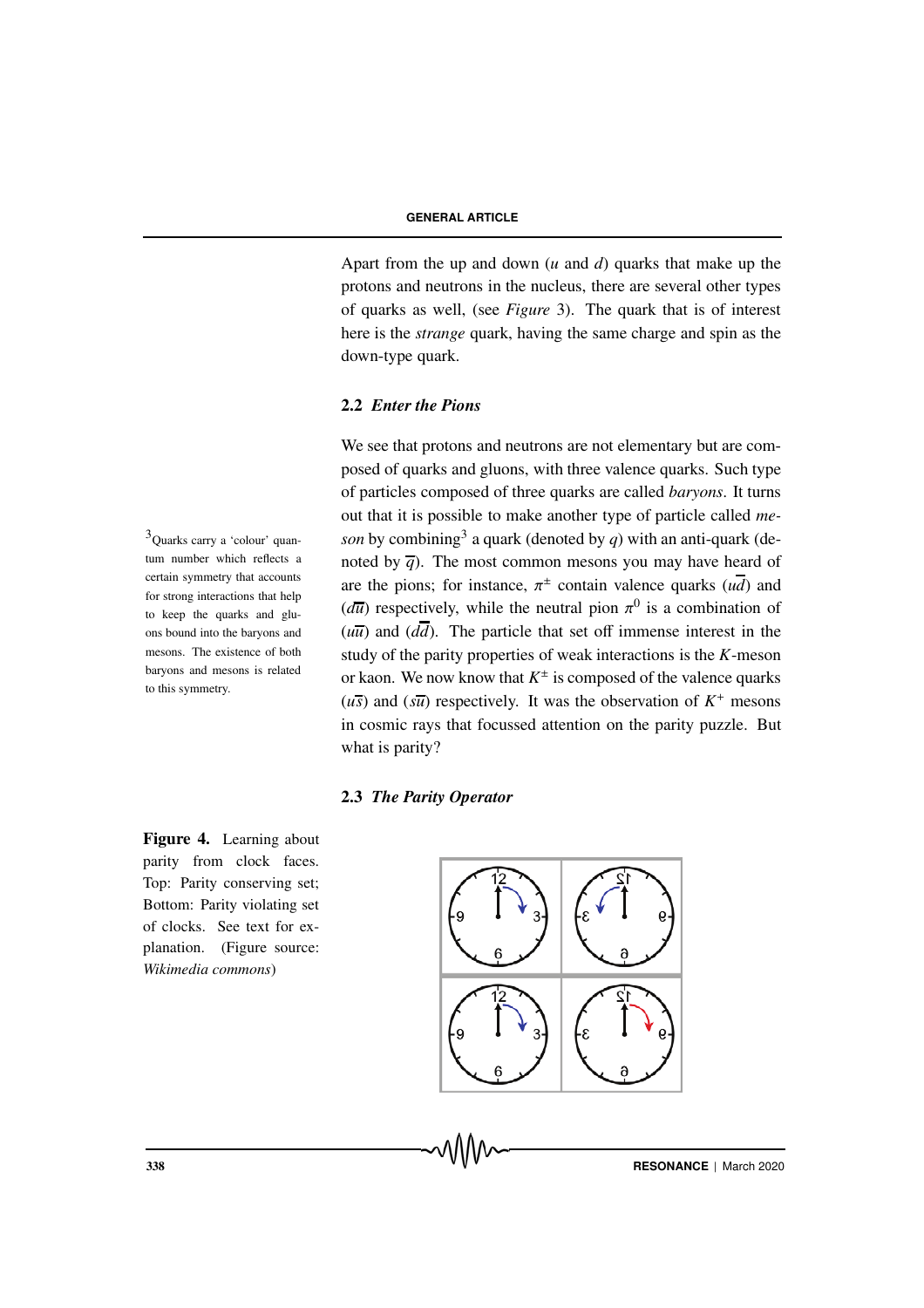Apart from the up and down ($u$ and $d$) quarks that make up the protons and neutrons in the nucleus, there are several other types of quarks as well, (see *Figure* 3). The quark that is of interest here is the *strange* quark, having the same charge and spin as the down-type quark.

### 2.2 *Enter the Pions*

We see that protons and neutrons are not elementary but are composed of quarks and gluons, with three valence quarks. Such type of particles composed of three quarks are called *baryons*. It turns out that it is possible to make another type of particle called *meson* by combining[3] a quark (denoted by $q$) with an anti-quark (denoted by $\overline{q}$). The most common mesons you may have heard of are the pions; for instance, $\pi^{\pm}$ contain valence quarks ($u\overline{d}$) and ($d\overline{u}$) respectively, while the neutral pion $\pi^0$ is a combination of ($u\overline{u}$) and ($d\overline{d}$). The particle that set off immense interest in the study of the parity properties of weak interactions is the $K$-meson or kaon. We now know that $K^{\pm}$ is composed of the valence quarks ($u\overline{s}$) and ($s\overline{u}$) respectively. It was the observation of $K^+$ mesons in cosmic rays that focussed attention on the parity puzzle. But what is parity?

[3] Quarks carry a 'colour' quantum number which reflects a certain symmetry that accounts for strong interactions that help to keep the quarks and gluons bound into the baryons and mesons. The existence of both baryons and mesons is related to this symmetry.

### 2.3 *The Parity Operator*

**Figure 4.** Learning about parity from clock faces. Top: Parity conserving set; Bottom: Parity violating set of clocks. See text for explanation. (Figure source: *Wikimedia commons*)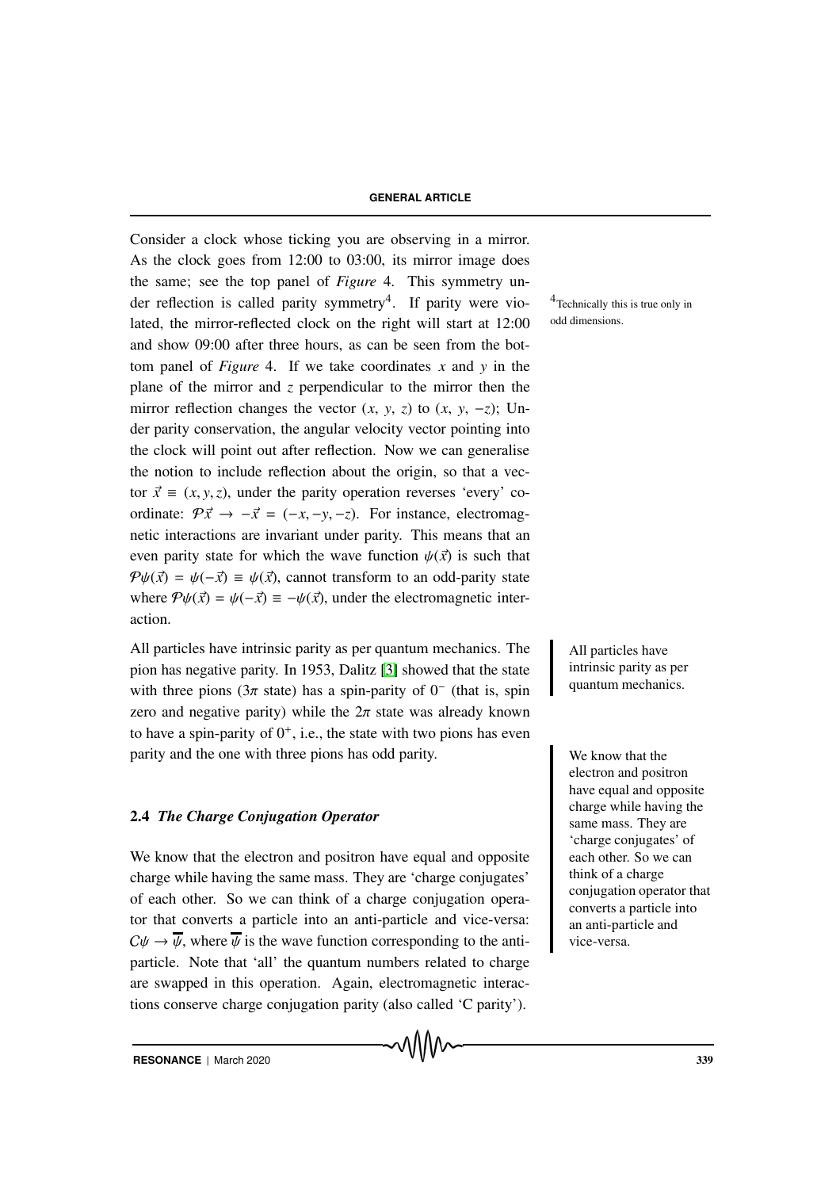Consider a clock whose ticking you are observing in a mirror. As the clock goes from 12:00 to 03:00, its mirror image does the same; see the top panel of *Figure* 4. This symmetry under reflection is called parity symmetry[4]. If parity were violated, the mirror-reflected clock on the right will start at 12:00 and show 09:00 after three hours, as can be seen from the bottom panel of *Figure* 4. If we take coordinates $x$ and $y$ in the plane of the mirror and $z$ perpendicular to the mirror then the mirror reflection changes the vector ($x$, $y$, $z$) to ($x$, $y$, $-z$); Under parity conservation, the angular velocity vector pointing into the clock will point out after reflection. Now we can generalise the notion to include reflection about the origin, so that a vector $\vec{x} \equiv (x, y, z)$, under the parity operation reverses 'every' coordinate: $\mathcal{P}\vec{x} \rightarrow -\vec{x} = (-x, -y, -z)$. For instance, electromagnetic interactions are invariant under parity. This means that an even parity state for which the wave function $\psi(\vec{x})$ is such that $\mathcal{P}\psi(\vec{x}) = \psi(-\vec{x}) \equiv \psi(\vec{x})$, cannot transform to an odd-parity state where $\mathcal{P}\psi(\vec{x}) = \psi(-\vec{x}) \equiv -\psi(\vec{x})$, under the electromagnetic interaction.

[4]Technically this is true only in odd dimensions.

All particles have intrinsic parity as per quantum mechanics. The pion has negative parity. In 1953, Dalitz [3] showed that the state with three pions ($3\pi$ state) has a spin-parity of $0^-$ (that is, spin zero and negative parity) while the $2\pi$ state was already known to have a spin-parity of $0^+$, i.e., the state with two pions has even parity and the one with three pions has odd parity.

All particles have intrinsic parity as per quantum mechanics.

We know that the electron and positron have equal and opposite charge while having the same mass. They are 'charge conjugates' of each other. So we can think of a charge conjugation operator that converts a particle into an anti-particle and vice-versa.

### 2.4 *The Charge Conjugation Operator*

We know that the electron and positron have equal and opposite charge while having the same mass. They are 'charge conjugates' of each other. So we can think of a charge conjugation operator that converts a particle into an anti-particle and vice-versa: $C\psi \rightarrow \overline{\psi}$, where $\overline{\psi}$ is the wave function corresponding to the anti-particle. Note that 'all' the quantum numbers related to charge are swapped in this operation. Again, electromagnetic interactions conserve charge conjugation parity (also called 'C parity').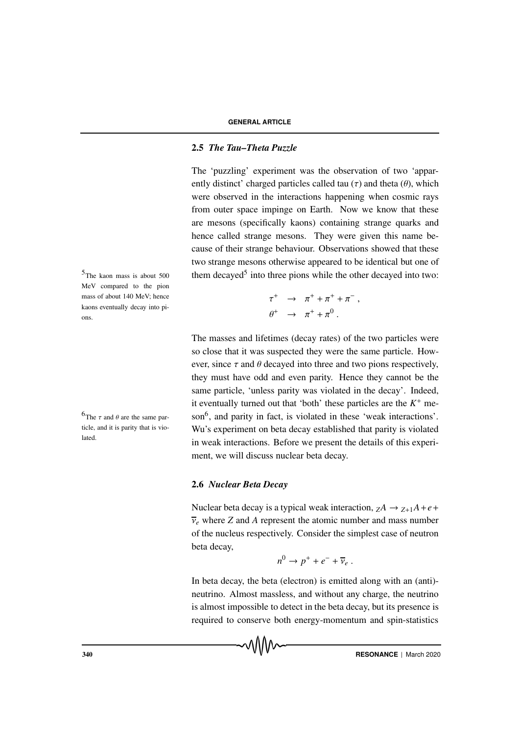## 2.5 *The Tau–Theta Puzzle*

The 'puzzling' experiment was the observation of two 'apparently distinct' charged particles called tau ($\tau$) and theta ($\theta$), which were observed in the interactions happening when cosmic rays from outer space impinge on Earth. Now we know that these are mesons (specifically kaons) containing strange quarks and hence called strange mesons. They were given this name because of their strange behaviour. Observations showed that these two strange mesons otherwise appeared to be identical but one of them decayed[5] into three pions while the other decayed into two:

$$
\begin{aligned}
\tau^+ &\rightarrow \pi^+ + \pi^+ + \pi^- , \\
\theta^+ &\rightarrow \pi^+ + \pi^0 .
\end{aligned}
$$

[5] The kaon mass is about 500 MeV compared to the pion mass of about 140 MeV; hence kaons eventually decay into pions.

The masses and lifetimes (decay rates) of the two particles were so close that it was suspected they were the same particle. However, since $\tau$ and $\theta$ decayed into three and two pions respectively, they must have odd and even parity. Hence they cannot be the same particle, 'unless parity was violated in the decay'. Indeed, it eventually turned out that 'both' these particles are the $K^+$ meson[6], and parity in fact, is violated in these 'weak interactions'. Wu's experiment on beta decay established that parity is violated in weak interactions. Before we present the details of this experiment, we will discuss nuclear beta decay.

[6] The $\tau$ and $\theta$ are the same particle, and it is parity that is violated.

## 2.6 *Nuclear Beta Decay*

Nuclear beta decay is a typical weak interaction, ${}_ZA \rightarrow {}_{Z+1}A + e + \overline{\nu}_e$ where $Z$ and $A$ represent the atomic number and mass number of the nucleus respectively. Consider the simplest case of neutron beta decay,

$$
n^0 \rightarrow p^+ + e^- + \overline{\nu}_e \, .
$$

In beta decay, the beta (electron) is emitted along with an (anti)-neutrino. Almost massless, and without any charge, the neutrino is almost impossible to detect in the beta decay, but its presence is required to conserve both energy-momentum and spin-statistics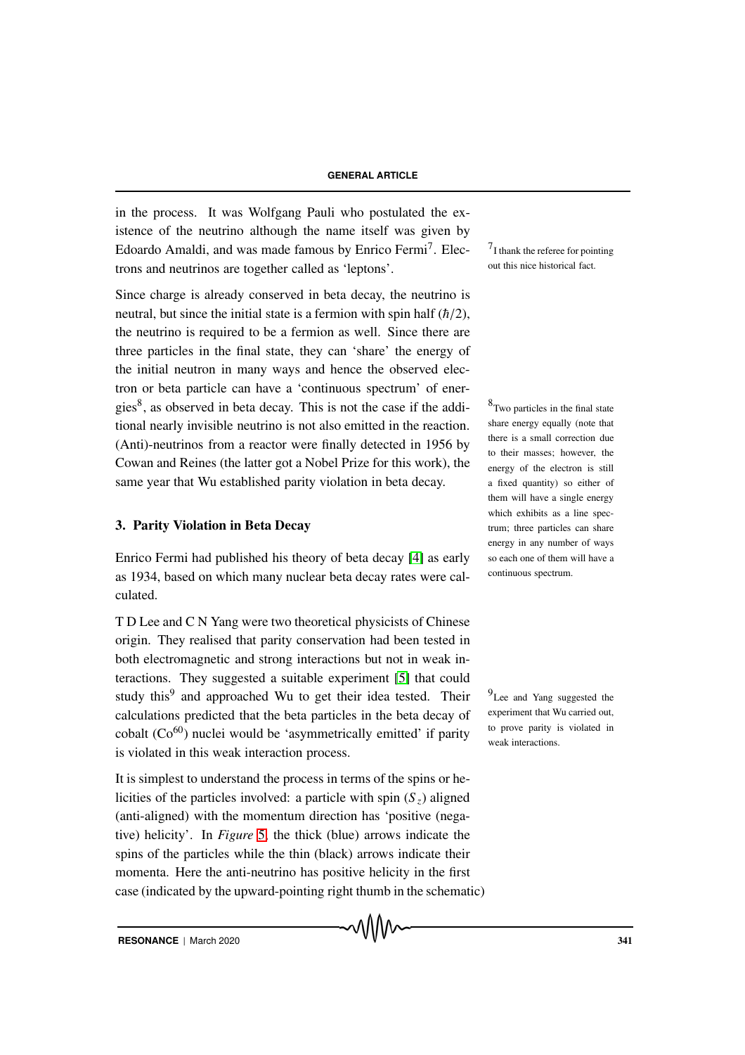in the process. It was Wolfgang Pauli who postulated the existence of the neutrino although the name itself was given by Edoardo Amaldi, and was made famous by Enrico Fermi[7]. Electrons and neutrinos are together called as 'leptons'.

[7] I thank the referee for pointing out this nice historical fact.

Since charge is already conserved in beta decay, the neutrino is neutral, but since the initial state is a fermion with spin half ($\hbar/2$), the neutrino is required to be a fermion as well. Since there are three particles in the final state, they can 'share' the energy of the initial neutron in many ways and hence the observed electron or beta particle can have a 'continuous spectrum' of energies[8], as observed in beta decay. This is not the case if the additional nearly invisible neutrino is not also emitted in the reaction. (Anti)-neutrinos from a reactor were finally detected in 1956 by Cowan and Reines (the latter got a Nobel Prize for this work), the same year that Wu established parity violation in beta decay.

[8] Two particles in the final state share energy equally (note that there is a small correction due to their masses; however, the energy of the electron is still a fixed quantity) so either of them will have a single energy which exhibits as a line spectrum; three particles can share energy in any number of ways so each one of them will have a continuous spectrum.

## 3. Parity Violation in Beta Decay

Enrico Fermi had published his theory of beta decay [4] as early as 1934, based on which many nuclear beta decay rates were calculated.

T D Lee and C N Yang were two theoretical physicists of Chinese origin. They realised that parity conservation had been tested in both electromagnetic and strong interactions but not in weak interactions. They suggested a suitable experiment [5] that could study this[9] and approached Wu to get their idea tested. Their calculations predicted that the beta particles in the beta decay of cobalt ($Co^{60}$) nuclei would be 'asymmetrically emitted' if parity is violated in this weak interaction process.

[9] Lee and Yang suggested the experiment that Wu carried out, to prove parity is violated in weak interactions.

It is simplest to understand the process in terms of the spins or helicities of the particles involved: a particle with spin ($S_z$) aligned (anti-aligned) with the momentum direction has 'positive (negative) helicity'. In *Figure* 5, the thick (blue) arrows indicate the spins of the particles while the thin (black) arrows indicate their momenta. Here the anti-neutrino has positive helicity in the first case (indicated by the upward-pointing right thumb in the schematic)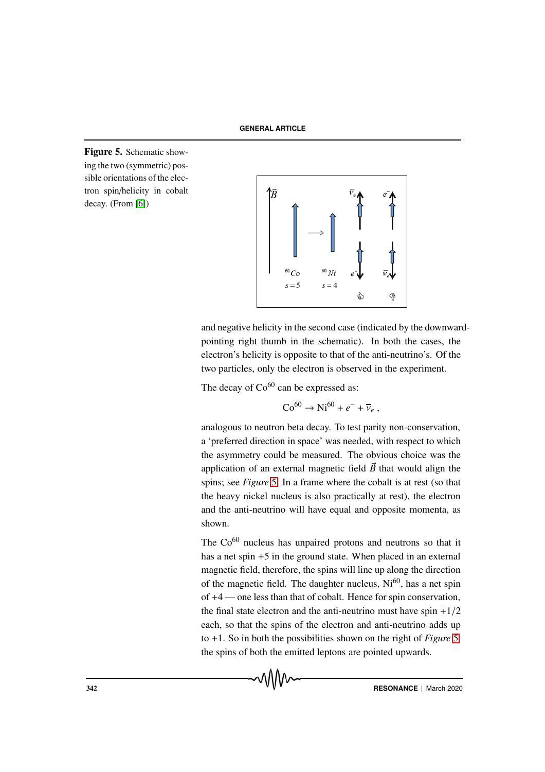**Figure 5.** Schematic showing the two (symmetric) possible orientations of the electron spin/helicity in cobalt decay. (From [6])

$\vec{B}$

$^{60}Co$
$s = 5$

$^{60}Ni$
$s = 4$

$\bar{\nu}_e$
$e^-$
$e^-$
$\bar{\nu}_e$

and negative helicity in the second case (indicated by the downward-pointing right thumb in the schematic). In both the cases, the electron's helicity is opposite to that of the anti-neutrino's. Of the two particles, only the electron is observed in the experiment.

The decay of $Co^{60}$ can be expressed as:

$$Co^{60} \rightarrow Ni^{60} + e^{-} + \overline{\nu}_e \,,$$

analogous to neutron beta decay. To test parity non-conservation, a 'preferred direction in space' was needed, with respect to which the asymmetry could be measured. The obvious choice was the application of an external magnetic field $\vec{B}$ that would align the spins; see *Figure* 5. In a frame where the cobalt is at rest (so that the heavy nickel nucleus is also practically at rest), the electron and the anti-neutrino will have equal and opposite momenta, as shown.

The $Co^{60}$ nucleus has unpaired protons and neutrons so that it has a net spin +5 in the ground state. When placed in an external magnetic field, therefore, the spins will line up along the direction of the magnetic field. The daughter nucleus, $Ni^{60}$, has a net spin of +4 — one less than that of cobalt. Hence for spin conservation, the final state electron and the anti-neutrino must have spin $+1/2$ each, so that the spins of the electron and anti-neutrino adds up to +1. So in both the possibilities shown on the right of *Figure* 5, the spins of both the emitted leptons are pointed upwards.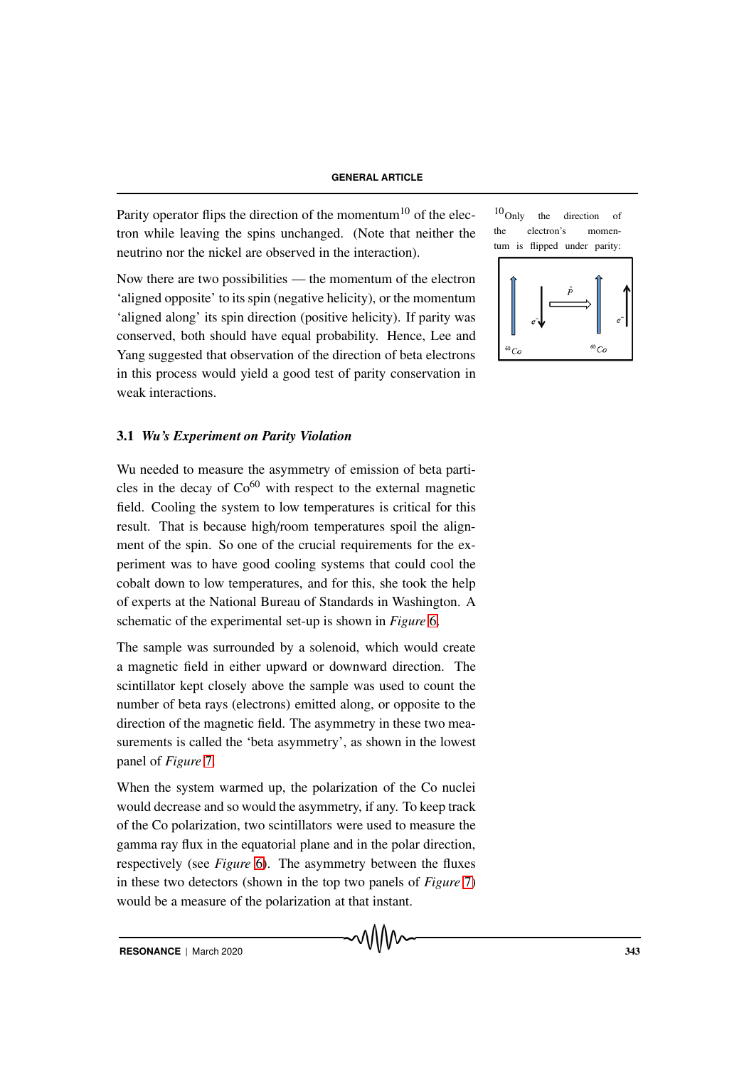Parity operator flips the direction of the momentum[10] of the electron while leaving the spins unchanged. (Note that neither the neutrino nor the nickel are observed in the interaction).

Now there are two possibilities — the momentum of the electron 'aligned opposite' to its spin (negative helicity), or the momentum 'aligned along' its spin direction (positive helicity). If parity was conserved, both should have equal probability. Hence, Lee and Yang suggested that observation of the direction of beta electrons in this process would yield a good test of parity conservation in weak interactions.

[10] Only the direction of the electron's momentum is flipped under parity:

$\hat{P}$

$e^-$

$e^-$

$^{60}Co$

$^{60}Co$

### 3.1 *Wu's Experiment on Parity Violation*

Wu needed to measure the asymmetry of emission of beta particles in the decay of $Co^{60}$ with respect to the external magnetic field. Cooling the system to low temperatures is critical for this result. That is because high/room temperatures spoil the alignment of the spin. So one of the crucial requirements for the experiment was to have good cooling systems that could cool the cobalt down to low temperatures, and for this, she took the help of experts at the National Bureau of Standards in Washington. A schematic of the experimental set-up is shown in *Figure* 6.

The sample was surrounded by a solenoid, which would create a magnetic field in either upward or downward direction. The scintillator kept closely above the sample was used to count the number of beta rays (electrons) emitted along, or opposite to the direction of the magnetic field. The asymmetry in these two measurements is called the 'beta asymmetry', as shown in the lowest panel of *Figure* 7.

When the system warmed up, the polarization of the Co nuclei would decrease and so would the asymmetry, if any. To keep track of the Co polarization, two scintillators were used to measure the gamma ray flux in the equatorial plane and in the polar direction, respectively (see *Figure* 6). The asymmetry between the fluxes in these two detectors (shown in the top two panels of *Figure* 7) would be a measure of the polarization at that instant.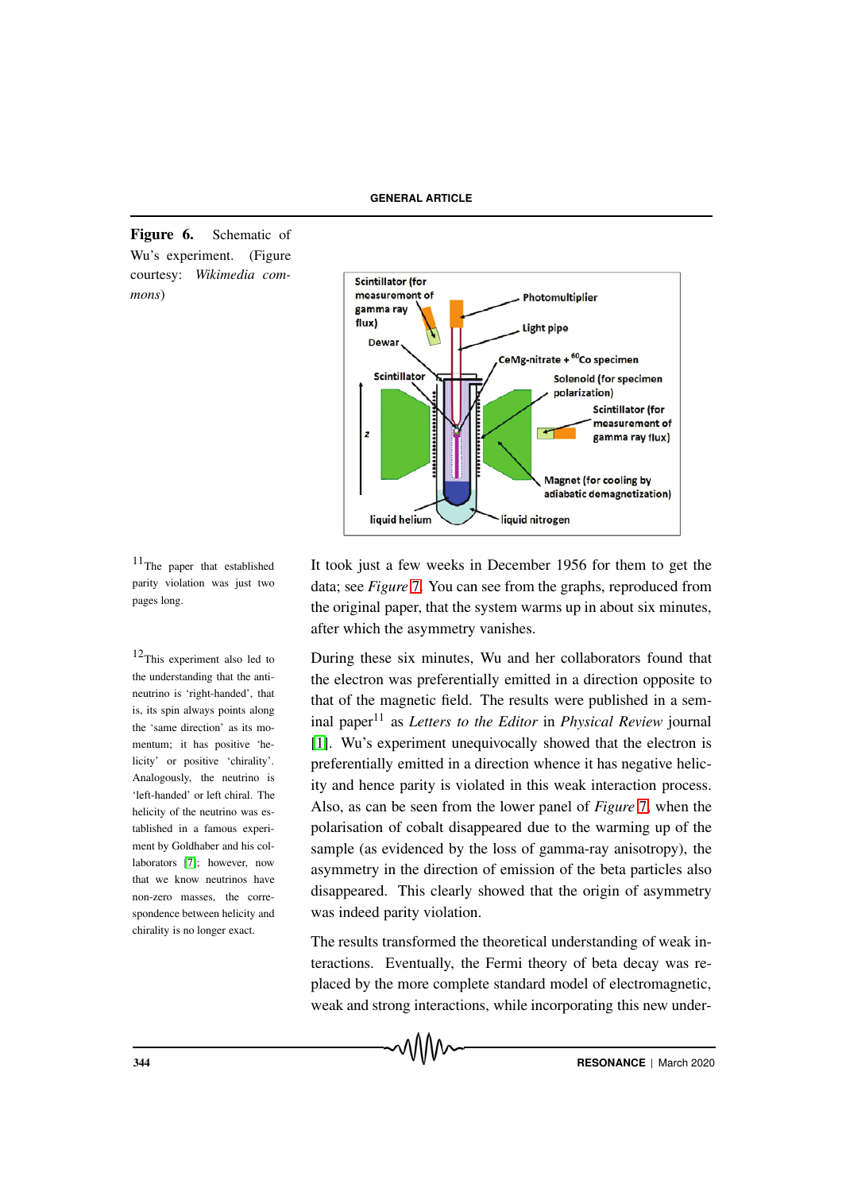**Figure 6.** Schematic of Wu's experiment. (Figure courtesy: *Wikimedia commons*)

Scintillator (for measurement of gamma ray flux)

Photomultiplier

Light pipe

Dewar

$CeMg$-nitrate + $^{60}Co$ specimen

Scintillator

Solenoid (for specimen polarization)

Scintillator (for measurement of gamma ray flux)

z

Magnet (for cooling by adiabatic demagnetization)

liquid helium

liquid nitrogen

It took just a few weeks in December 1956 for them to get the data; see *Figure* 7. You can see from the graphs, reproduced from the original paper, that the system warms up in about six minutes, after which the asymmetry vanishes.

During these six minutes, Wu and her collaborators found that the electron was preferentially emitted in a direction opposite to that of the magnetic field. The results were published in a seminal paper[11] as *Letters to the Editor* in *Physical Review* journal [1]. Wu's experiment unequivocally showed that the electron is preferentially emitted in a direction whence it has negative helicity and hence parity is violated in this weak interaction process. Also, as can be seen from the lower panel of *Figure* 7, when the polarisation of cobalt disappeared due to the warming up of the sample (as evidenced by the loss of gamma-ray anisotropy), the asymmetry in the direction of emission of the beta particles also disappeared. This clearly showed that the origin of asymmetry was indeed parity violation.

The results transformed the theoretical understanding of weak interactions. Eventually, the Fermi theory of beta decay was replaced by the more complete standard model of electromagnetic, weak and strong interactions, while incorporating this new under-

[11] The paper that established parity violation was just two pages long.

[12] This experiment also led to the understanding that the antineutrino is 'right-handed', that is, its spin always points along the 'same direction' as its momentum; it has positive 'helicity' or positive 'chirality'. Analogously, the neutrino is 'left-handed' or left chiral. The helicity of the neutrino was established in a famous experiment by Goldhaber and his collaborators [7]; however, now that we know neutrinos have non-zero masses, the correspondence between helicity and chirality is no longer exact.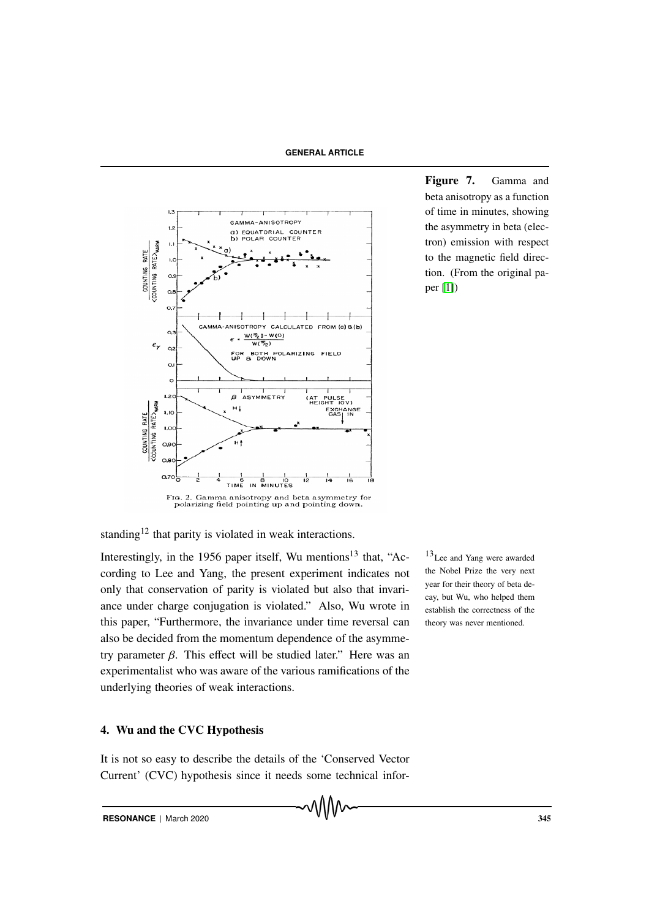GAMMA-ANISOTROPY
a) EQUATORIAL COUNTER
b) POLAR COUNTER

COUNTING RATE / <COUNTING RATE>$_{WARM}$

1.3
1.2
1.1
1.0
0.9
0.8
0.7

GAMMA-ANISOTROPY CALCULATED FROM (a) & (b)

$\epsilon = \frac{W(\frac{\pi}{2}) - W(0)}{W(\frac{\pi}{2})}$

FOR BOTH POLARIZING FIELD UP & DOWN

$\epsilon_\gamma$

0.3
0.2
0.1
0

$\beta$ ASYMMETRY (AT PULSE HEIGHT 10V)

EXCHANGE GAS IN

H↓

H↑

COUNTING RATE / <COUNTING RATE>$_{WARM}$

1.20
1.10
1.00
0.90
0.80
0.70

0 2 4 6 8 10 12 14 16 18

TIME IN MINUTES

FIG. 2. Gamma anisotropy and beta asymmetry for polarizing field pointing up and pointing down.

**Figure 7.** Gamma and beta anisotropy as a function of time in minutes, showing the asymmetry in beta (electron) emission with respect to the magnetic field direction. (From the original paper [1])

standing[12] that parity is violated in weak interactions.

Interestingly, in the 1956 paper itself, Wu mentions[13] that, "According to Lee and Yang, the present experiment indicates not only that conservation of parity is violated but also that invariance under charge conjugation is violated." Also, Wu wrote in this paper, "Furthermore, the invariance under time reversal can also be decided from the momentum dependence of the asymmetry parameter $\beta$. This effect will be studied later." Here was an experimentalist who was aware of the various ramifications of the underlying theories of weak interactions.

[13] Lee and Yang were awarded the Nobel Prize the very next year for their theory of beta decay, but Wu, who helped them establish the correctness of the theory was never mentioned.

## 4. Wu and the CVC Hypothesis

It is not so easy to describe the details of the 'Conserved Vector Current' (CVC) hypothesis since it needs some technical infor-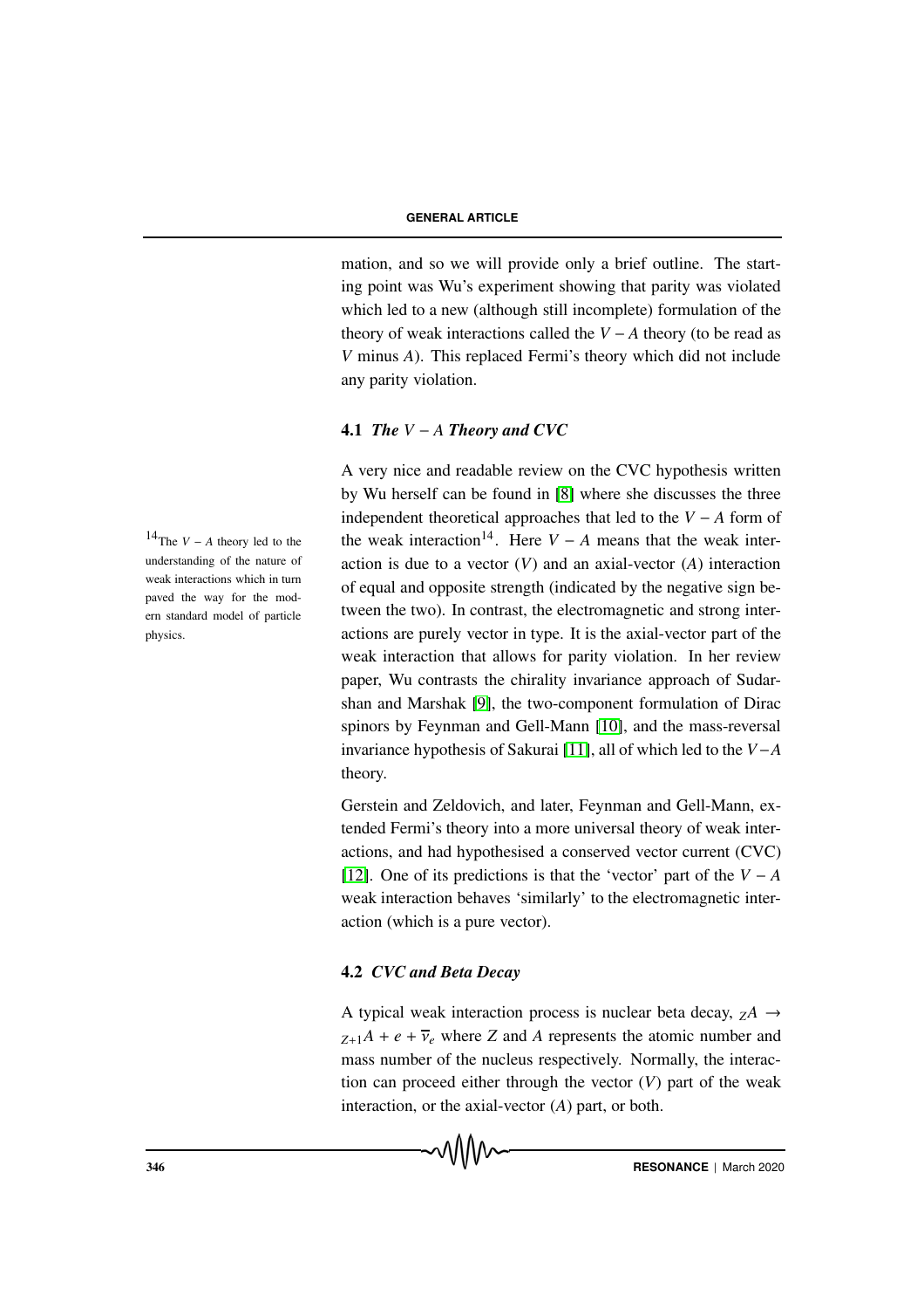mation, and so we will provide only a brief outline. The starting point was Wu's experiment showing that parity was violated which led to a new (although still incomplete) formulation of the theory of weak interactions called the $V - A$ theory (to be read as $V$ minus $A$). This replaced Fermi's theory which did not include any parity violation.

### 4.1 *The $V - A$ Theory and CVC*

A very nice and readable review on the CVC hypothesis written by Wu herself can be found in [8] where she discusses the three independent theoretical approaches that led to the $V - A$ form of the weak interaction[14]. Here $V - A$ means that the weak interaction is due to a vector ($V$) and an axial-vector ($A$) interaction of equal and opposite strength (indicated by the negative sign between the two). In contrast, the electromagnetic and strong interactions are purely vector in type. It is the axial-vector part of the weak interaction that allows for parity violation. In her review paper, Wu contrasts the chirality invariance approach of Sudarshan and Marshak [9], the two-component formulation of Dirac spinors by Feynman and Gell-Mann [10], and the mass-reversal invariance hypothesis of Sakurai [11], all of which led to the $V - A$ theory.

[14] The $V - A$ theory led to the understanding of the nature of weak interactions which in turn paved the way for the modern standard model of particle physics.

Gerstein and Zeldovich, and later, Feynman and Gell-Mann, extended Fermi's theory into a more universal theory of weak interactions, and had hypothesised a conserved vector current (CVC) [12]. One of its predictions is that the 'vector' part of the $V - A$ weak interaction behaves 'similarly' to the electromagnetic interaction (which is a pure vector).

### 4.2 *CVC and Beta Decay*

A typical weak interaction process is nuclear beta decay, ${}_{Z}A \rightarrow {}_{Z+1}A + e + \overline{\nu}_e$ where $Z$ and $A$ represents the atomic number and mass number of the nucleus respectively. Normally, the interaction can proceed either through the vector ($V$) part of the weak interaction, or the axial-vector ($A$) part, or both.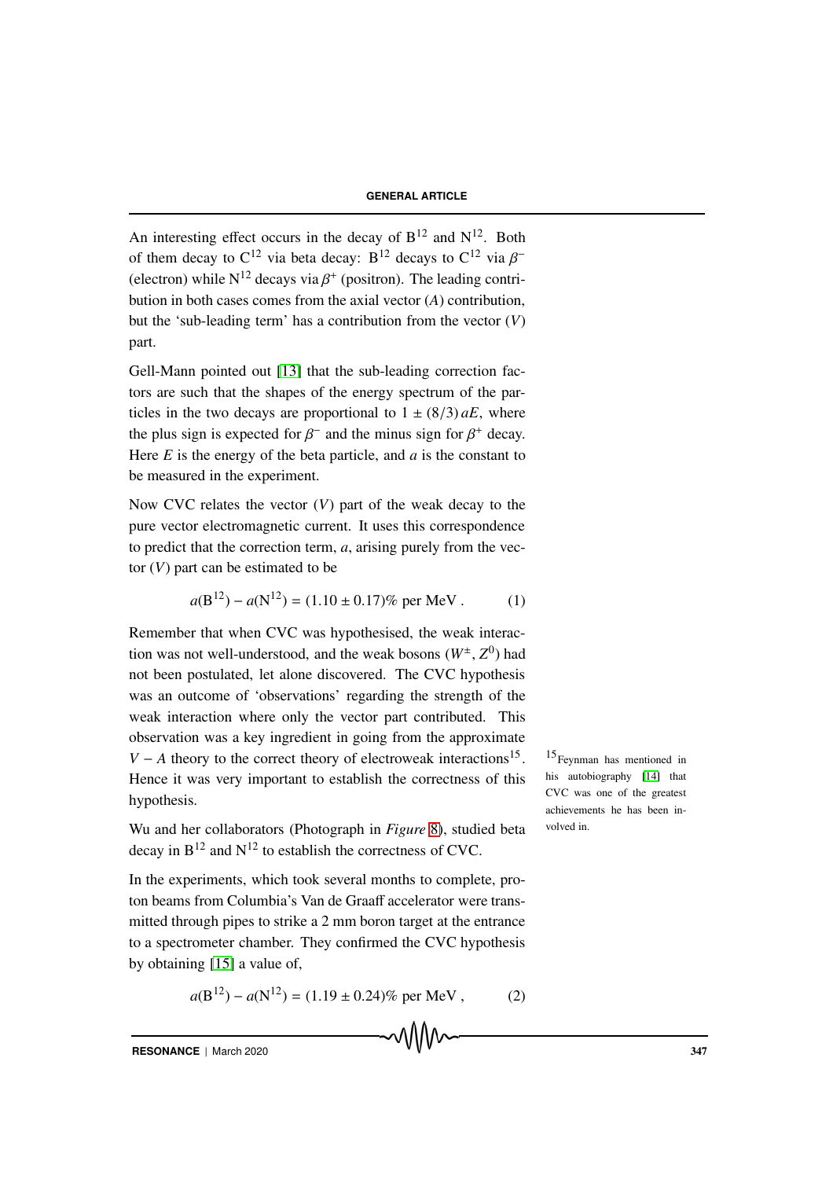An interesting effect occurs in the decay of $B^{12}$ and $N^{12}$. Both of them decay to $C^{12}$ via beta decay: $B^{12}$ decays to $C^{12}$ via $\beta^-$ (electron) while $N^{12}$ decays via $\beta^+$ (positron). The leading contribution in both cases comes from the axial vector ($A$) contribution, but the 'sub-leading term' has a contribution from the vector ($V$) part.

Gell-Mann pointed out [13] that the sub-leading correction factors are such that the shapes of the energy spectrum of the particles in the two decays are proportional to $1 \pm (8/3)\, aE$, where the plus sign is expected for $\beta^-$ and the minus sign for $\beta^+$ decay. Here $E$ is the energy of the beta particle, and $a$ is the constant to be measured in the experiment.

Now CVC relates the vector ($V$) part of the weak decay to the pure vector electromagnetic current. It uses this correspondence to predict that the correction term, $a$, arising purely from the vector ($V$) part can be estimated to be

$$a(\mathrm{B}^{12}) - a(\mathrm{N}^{12}) = (1.10 \pm 0.17)\% \text{ per MeV}\,. \qquad (1)$$

Remember that when CVC was hypothesised, the weak interaction was not well-understood, and the weak bosons ($W^{\pm}, Z^0$) had not been postulated, let alone discovered. The CVC hypothesis was an outcome of 'observations' regarding the strength of the weak interaction where only the vector part contributed. This observation was a key ingredient in going from the approximate $V - A$ theory to the correct theory of electroweak interactions[15]. Hence it was very important to establish the correctness of this hypothesis.

[15] Feynman has mentioned in his autobiography [14] that CVC was one of the greatest achievements he has been involved in.

Wu and her collaborators (Photograph in *Figure* 8), studied beta decay in $B^{12}$ and $N^{12}$ to establish the correctness of CVC.

In the experiments, which took several months to complete, proton beams from Columbia's Van de Graaff accelerator were transmitted through pipes to strike a 2 mm boron target at the entrance to a spectrometer chamber. They confirmed the CVC hypothesis by obtaining [15] a value of,

$$a(\mathrm{B}^{12}) - a(\mathrm{N}^{12}) = (1.19 \pm 0.24)\% \text{ per MeV}\,, \qquad (2)$$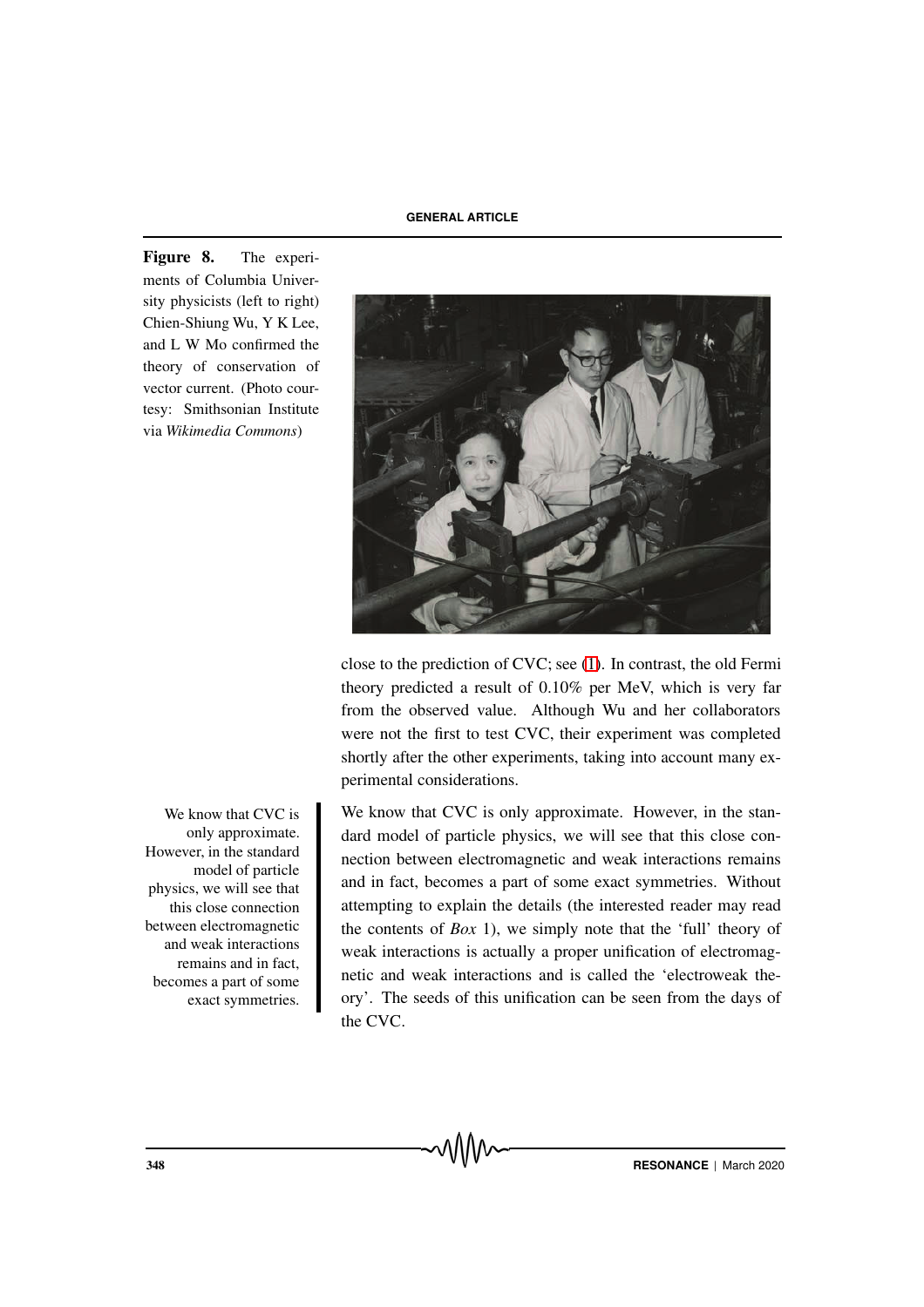**Figure 8.** The experiments of Columbia University physicists (left to right) Chien-Shiung Wu, Y K Lee, and L W Mo confirmed the theory of conservation of vector current. (Photo courtesy: Smithsonian Institute via *Wikimedia Commons*)

close to the prediction of CVC; see (1). In contrast, the old Fermi theory predicted a result of 0.10% per MeV, which is very far from the observed value. Although Wu and her collaborators were not the first to test CVC, their experiment was completed shortly after the other experiments, taking into account many experimental considerations.

We know that CVC is only approximate. However, in the standard model of particle physics, we will see that this close connection between electromagnetic and weak interactions remains and in fact, becomes a part of some exact symmetries.

We know that CVC is only approximate. However, in the standard model of particle physics, we will see that this close connection between electromagnetic and weak interactions remains and in fact, becomes a part of some exact symmetries. Without attempting to explain the details (the interested reader may read the contents of *Box* 1), we simply note that the 'full' theory of weak interactions is actually a proper unification of electromagnetic and weak interactions and is called the 'electroweak theory'. The seeds of this unification can be seen from the days of the CVC.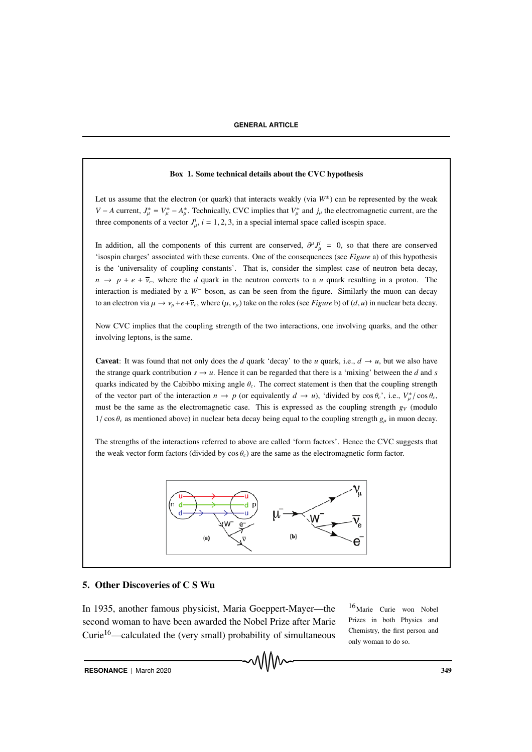### Box 1. Some technical details about the CVC hypothesis

Let us assume that the electron (or quark) that interacts weakly (via $W^{\pm}$) can be represented by the weak $V-A$ current, $J^{\pm}_{\mu} = V^{\pm}_{\mu} - A^{\pm}_{\mu}$. Technically, CVC implies that $V^{\pm}_{\mu}$ and $j_{\mu}$ the electromagnetic current, are the three components of a vector $J^{i}_{\mu}$, $i = 1, 2, 3$, in a special internal space called isospin space.

In addition, all the components of this current are conserved, $\partial^{\mu} J^{i}_{\mu} = 0$, so that there are conserved 'isospin charges' associated with these currents. One of the consequences (see *Figure* a) of this hypothesis is the 'universality of coupling constants'. That is, consider the simplest case of neutron beta decay, $n \to p + e + \overline{\nu}_e$, where the $d$ quark in the neutron converts to a $u$ quark resulting in a proton. The interaction is mediated by a $W^{-}$ boson, as can be seen from the figure. Similarly the muon can decay to an electron via $\mu \to \nu_{\mu} + e + \overline{\nu}_e$, where $(\mu, \nu_{\mu})$ take on the roles (see *Figure* b) of $(d, u)$ in nuclear beta decay.

Now CVC implies that the coupling strength of the two interactions, one involving quarks, and the other involving leptons, is the same.

**Caveat**: It was found that not only does the $d$ quark 'decay' to the $u$ quark, i.e., $d \to u$, but we also have the strange quark contribution $s \to u$. Hence it can be regarded that there is a 'mixing' between the $d$ and $s$ quarks indicated by the Cabibbo mixing angle $\theta_c$. The correct statement is then that the coupling strength of the vector part of the interaction $n \to p$ (or equivalently $d \to u$), 'divided by $\cos\theta_c$', i.e., $V^{\pm}_{\mu}/\cos\theta_c$, must be the same as the electromagnetic case. This is expressed as the coupling strength $g_V$ (modulo $1/\cos\theta_c$ as mentioned above) in nuclear beta decay being equal to the coupling strength $g_{\mu}$ in muon decay.

The strengths of the interactions referred to above are called 'form factors'. Hence the CVC suggests that the weak vector form factors (divided by $\cos\theta_c$) are the same as the electromagnetic form factor.

n
u
d
d
u
d
p
u
$W^-$
$e^-$
$\overline{\nu}$
(a)

$\mu^-$
$W^-$
$\nu_\mu$
$\overline{\nu}_e$
$e^-$
(b)

## 5. Other Discoveries of C S Wu

In 1935, another famous physicist, Maria Goeppert-Mayer—the second woman to have been awarded the Nobel Prize after Marie Curie[16]—calculated the (very small) probability of simultaneous

[16] Marie Curie won Nobel Prizes in both Physics and Chemistry, the first person and only woman to do so.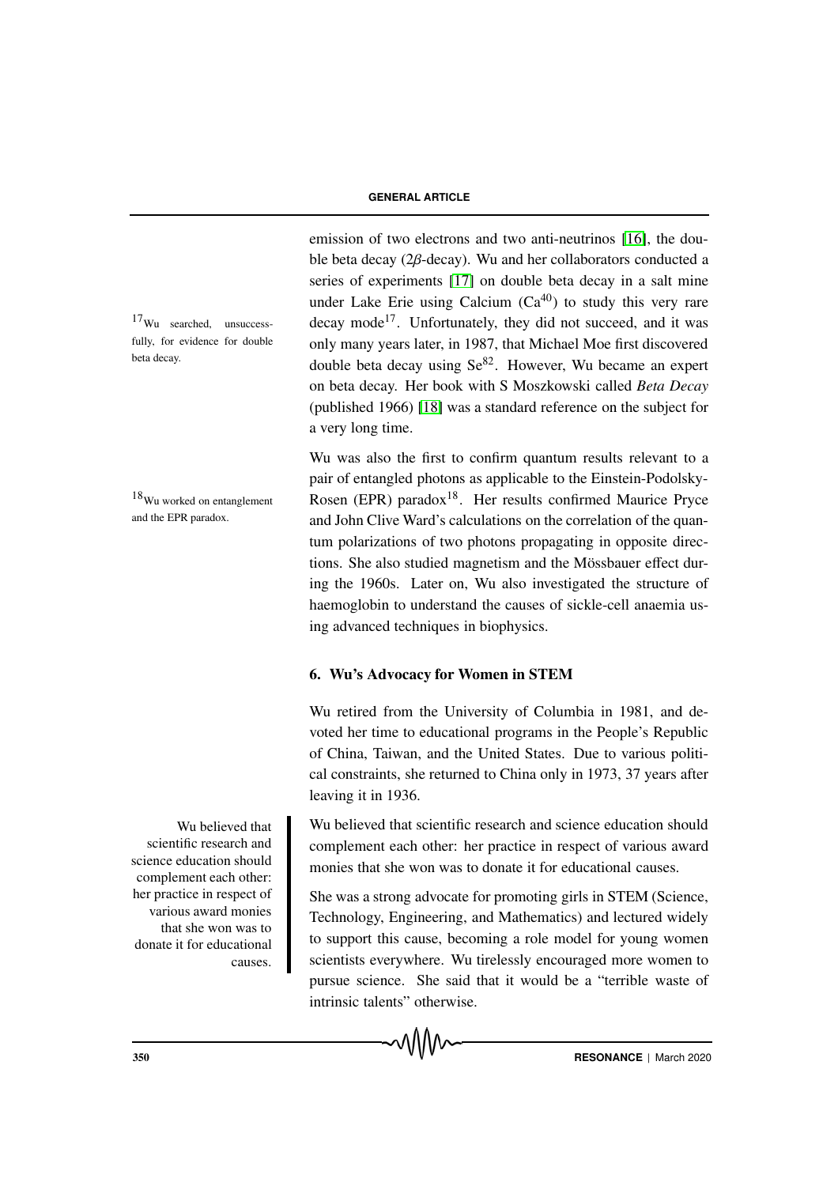emission of two electrons and two anti-neutrinos [16], the double beta decay ($2\beta$-decay). Wu and her collaborators conducted a series of experiments [17] on double beta decay in a salt mine under Lake Erie using Calcium ($Ca^{40}$) to study this very rare decay mode[17]. Unfortunately, they did not succeed, and it was only many years later, in 1987, that Michael Moe first discovered double beta decay using $Se^{82}$. However, Wu became an expert on beta decay. Her book with S Moszkowski called *Beta Decay* (published 1966) [18] was a standard reference on the subject for a very long time.

[17] Wu searched, unsuccessfully, for evidence for double beta decay.

Wu was also the first to confirm quantum results relevant to a pair of entangled photons as applicable to the Einstein-Podolsky-Rosen (EPR) paradox[18]. Her results confirmed Maurice Pryce and John Clive Ward's calculations on the correlation of the quantum polarizations of two photons propagating in opposite directions. She also studied magnetism and the Mössbauer effect during the 1960s. Later on, Wu also investigated the structure of haemoglobin to understand the causes of sickle-cell anaemia using advanced techniques in biophysics.

[18] Wu worked on entanglement and the EPR paradox.

## 6. Wu's Advocacy for Women in STEM

Wu retired from the University of Columbia in 1981, and devoted her time to educational programs in the People's Republic of China, Taiwan, and the United States. Due to various political constraints, she returned to China only in 1973, 37 years after leaving it in 1936.

Wu believed that scientific research and science education should complement each other: her practice in respect of various award monies that she won was to donate it for educational causes.

She was a strong advocate for promoting girls in STEM (Science, Technology, Engineering, and Mathematics) and lectured widely to support this cause, becoming a role model for young women scientists everywhere. Wu tirelessly encouraged more women to pursue science. She said that it would be a "terrible waste of intrinsic talents" otherwise.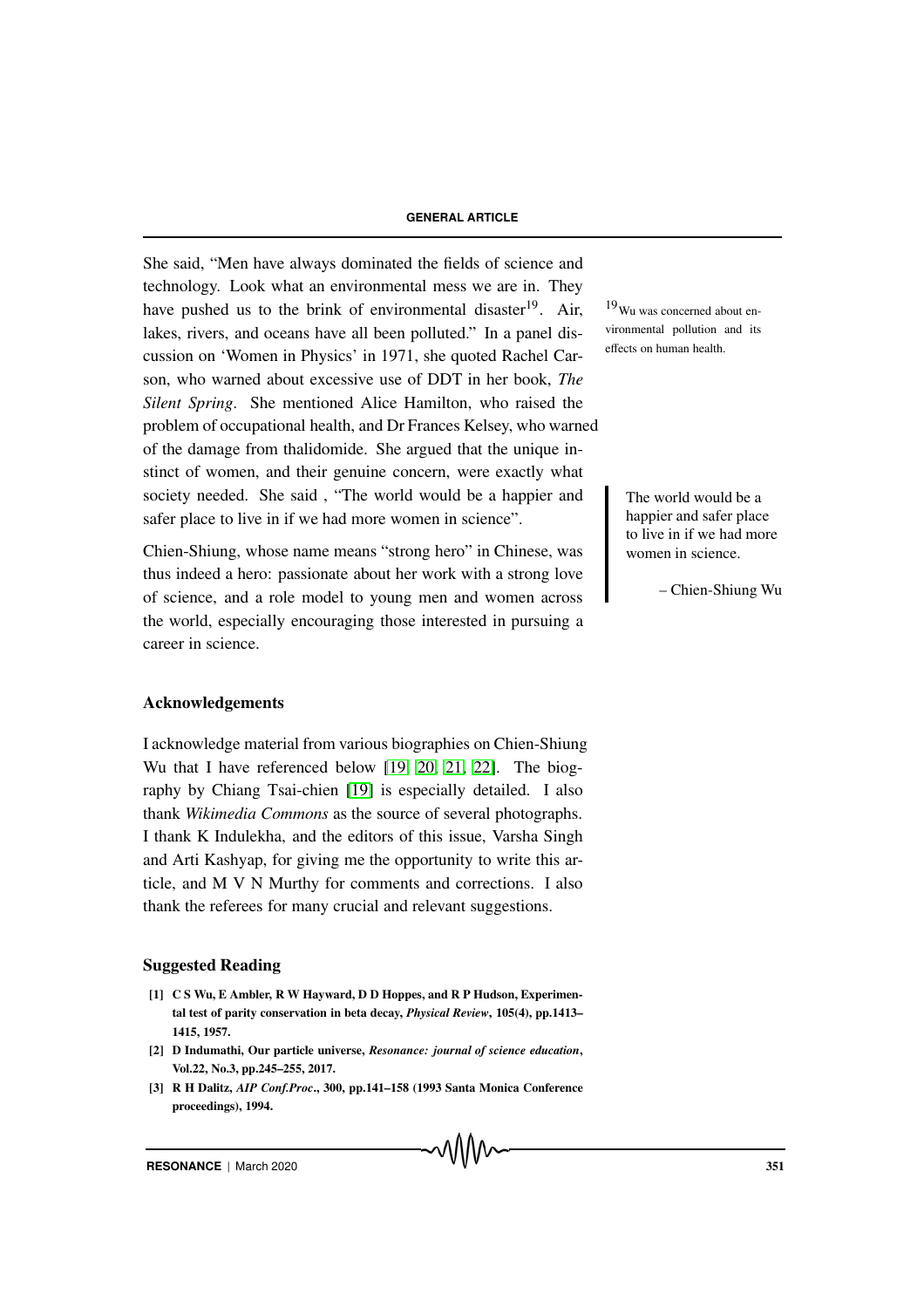She said, "Men have always dominated the fields of science and technology. Look what an environmental mess we are in. They have pushed us to the brink of environmental disaster[19]. Air, lakes, rivers, and oceans have all been polluted." In a panel discussion on 'Women in Physics' in 1971, she quoted Rachel Carson, who warned about excessive use of DDT in her book, *The Silent Spring*. She mentioned Alice Hamilton, who raised the problem of occupational health, and Dr Frances Kelsey, who warned of the damage from thalidomide. She argued that the unique instinct of women, and their genuine concern, were exactly what society needed. She said , "The world would be a happier and safer place to live in if we had more women in science".

[19] Wu was concerned about environmental pollution and its effects on human health.

> The world would be a happier and safer place to live in if we had more women in science.
>
> – Chien-Shiung Wu

Chien-Shiung, whose name means "strong hero" in Chinese, was thus indeed a hero: passionate about her work with a strong love of science, and a role model to young men and women across the world, especially encouraging those interested in pursuing a career in science.

### Acknowledgements

I acknowledge material from various biographies on Chien-Shiung Wu that I have referenced below [19, 20, 21, 22]. The biography by Chiang Tsai-chien [19] is especially detailed. I also thank *Wikimedia Commons* as the source of several photographs. I thank K Indulekha, and the editors of this issue, Varsha Singh and Arti Kashyap, for giving me the opportunity to write this article, and M V N Murthy for comments and corrections. I also thank the referees for many crucial and relevant suggestions.

### Suggested Reading

**[1] C S Wu, E Ambler, R W Hayward, D D Hoppes, and R P Hudson, Experimental test of parity conservation in beta decay, *Physical Review*, 105(4), pp.1413–1415, 1957.**

**[2] D Indumathi, Our particle universe, *Resonance: journal of science education*, Vol.22, No.3, pp.245–255, 2017.**

**[3] R H Dalitz, *AIP Conf.Proc*., 300, pp.141–158 (1993 Santa Monica Conference proceedings), 1994.**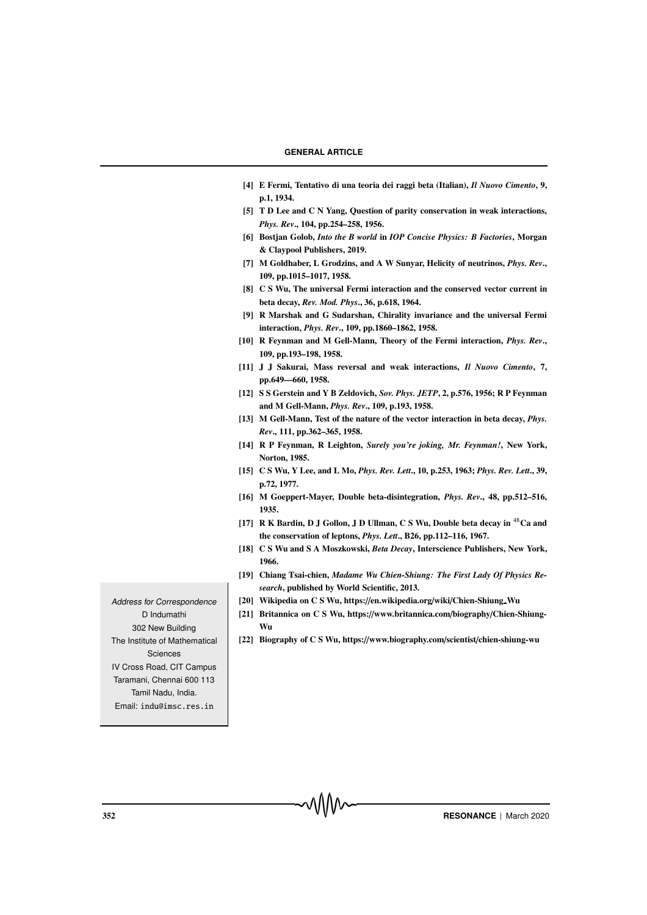- **[4] E Fermi, Tentativo di una teoria dei raggi beta (Italian), *Il Nuovo Cimento*, 9, p.1, 1934.**
- **[5] T D Lee and C N Yang, Question of parity conservation in weak interactions, *Phys. Rev*., 104, pp.254–258, 1956.**
- **[6] Bostjan Golob, *Into the B world* in *IOP Concise Physics: B Factories*, Morgan & Claypool Publishers, 2019.**
- **[7] M Goldhaber, L Grodzins, and A W Sunyar, Helicity of neutrinos, *Phys. Rev*., 109, pp.1015–1017, 1958.**
- **[8] C S Wu, The universal Fermi interaction and the conserved vector current in beta decay, *Rev. Mod. Phys*., 36, p.618, 1964.**
- **[9] R Marshak and G Sudarshan, Chirality invariance and the universal Fermi interaction, *Phys. Rev*., 109, pp.1860–1862, 1958.**
- **[10] R Feynman and M Gell-Mann, Theory of the Fermi interaction, *Phys. Rev*., 109, pp.193–198, 1958.**
- **[11] J J Sakurai, Mass reversal and weak interactions, *Il Nuovo Cimento*, 7, pp.649—660, 1958.**
- **[12] S S Gerstein and Y B Zeldovich, *Sov. Phys. JETP*, 2, p.576, 1956; R P Feynman and M Gell-Mann, *Phys. Rev*., 109, p.193, 1958.**
- **[13] M Gell-Mann, Test of the nature of the vector interaction in beta decay, *Phys. Rev*., 111, pp.362–365, 1958.**
- **[14] R P Feynman, R Leighton, *Surely you're joking, Mr. Feynman!*, New York, Norton, 1985.**
- **[15] C S Wu, Y Lee, and L Mo, *Phys. Rev. Lett*., 10, p.253, 1963; *Phys. Rev. Lett*., 39, p.72, 1977.**
- **[16] M Goeppert-Mayer, Double beta-disintegration, *Phys. Rev*., 48, pp.512–516, 1935.**
- **[17] R K Bardin, D J Gollon, J D Ullman, C S Wu, Double beta decay in $^{48}$Ca and the conservation of leptons, *Phys. Lett*., B26, pp.112–116, 1967.**
- **[18] C S Wu and S A Moszkowski, *Beta Decay*, Interscience Publishers, New York, 1966.**
- **[19] Chiang Tsai-chien, *Madame Wu Chien-Shiung: The First Lady Of Physics Research*, published by World Scientific, 2013.**
- **[20] Wikipedia on C S Wu, https://en.wikipedia.org/wiki/Chien-Shiung_Wu**
- **[21] Britannica on C S Wu, https://www.britannica.com/biography/Chien-Shiung-Wu**
- **[22] Biography of C S Wu, https://www.biography.com/scientist/chien-shiung-wu**

*Address for Correspondence*
D Indumathi
302 New Building
The Institute of Mathematical Sciences
IV Cross Road, CIT Campus
Taramani, Chennai 600 113
Tamil Nadu, India.
Email: indu@imsc.res.in